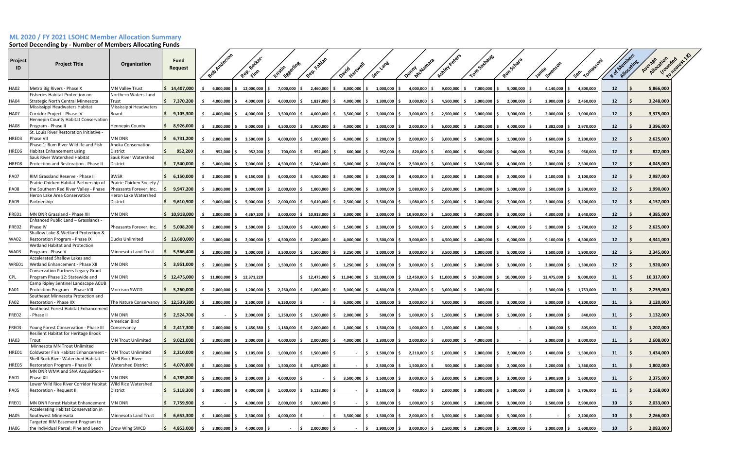# ML 2020 / FY 2021 LSOHC Member Allocation Summary

## Sorted Decending by - Number of Members Allocating Funds

| Project ID | Project Title | Organization | Fund Request | Bob Anderson | Rep. Becker-Finn | Kristin Eggerling | Rep. Fabian | David Hartwell | Sen. Lang | Denny McNamara | Ashley Peters | Tom Saxhaug | Ron Schara | Jamie Swenson | Sen. Tomassoni | # of Members Allocating | Average Allocation (rounded to nearest 1K) |
|---|---|---|---|---|---|---|---|---|---|---|---|---|---|---|---|---|---|
| HA02 | Metro Big Rivers - Phase X | MN Valley Trust | $ 14,407,000 | $ 6,000,000 | $ 12,000,000 | $ 7,000,000 | $ 2,460,000 | $ 8,000,000 | $ 1,000,000 | $ 4,000,000 | $ 9,000,000 | $ 7,000,000 | $ 5,000,000 | $ 4,140,000 | $ 4,800,000 | 12 | $ 5,866,000 |
| HA04 | Fisheries Habitat Protection on Strategic North Central Minnesota | Northern Waters Land Trust | $ 7,370,200 | $ 4,000,000 | $ 4,000,000 | $ 4,000,000 | $ 1,837,000 | $ 4,000,000 | $ 1,300,000 | $ 3,000,000 | $ 4,500,000 | $ 5,000,000 | $ 2,000,000 | $ 2,900,000 | $ 2,450,000 | 12 | $ 3,248,000 |
| HA07 | Mississippi Headwaters Habitat Corridor Project - Phase IV | Mississippi Headwaters Board | $ 9,105,300 | $ 4,000,000 | $ 4,000,000 | $ 3,500,000 | $ 4,000,000 | $ 3,500,000 | $ 3,000,000 | $ 3,000,000 | $ 2,500,000 | $ 5,000,000 | $ 3,000,000 | $ 2,000,000 | $ 3,000,000 | 12 | $ 3,375,000 |
| HA08 | Hennepin County Habitat Conservation Program - Phase II | Hennepin County | $ 8,926,000 | $ 3,000,000 | $ 5,000,000 | $ 4,500,000 | $ 3,900,000 | $ 4,000,000 | $ 1,000,000 | $ 2,000,000 | $ 6,000,000 | $ 3,000,000 | $ 4,000,000 | $ 1,382,000 | $ 2,970,000 | 12 | $ 3,396,000 |
| HRE03 | St. Louis River Restoration Initiative - Phase VII | MN DNR | $ 6,731,200 | $ 2,000,000 | $ 3,500,000 | $ 4,000,000 | $ 1,000,000 | $ 4,000,000 | $ 2,200,000 | $ 2,000,000 | $ 3,000,000 | $ 5,000,000 | $ 1,000,000 | $ 1,600,000 | $ 2,200,000 | 12 | $ 2,625,000 |
| HRE06 | Phase 1: Rum River Wildlife and Fish Habitat Enhancement using | Anoka Conservation District | $ 952,200 | $ 952,000 | $ 952,200 | $ 700,000 | $ 952,000 | $ 600,000 | $ 952,000 | $ 820,000 | $ 600,000 | $ 500,000 | $ 940,000 | $ 952,200 | $ 950,000 | 12 | $ 822,000 |
| HRE08 | Sauk River Watershed Habitat Protection and Restoration - Phase II | Sauk River Watershed District | $ 7,540,000 | $ 5,000,000 | $ 7,000,000 | $ 4,500,000 | $ 7,540,000 | $ 5,000,000 | $ 2,000,000 | $ 2,500,000 | $ 3,000,000 | $ 3,500,000 | $ 4,000,000 | $ 2,000,000 | $ 2,500,000 | 12 | $ 4,045,000 |
| PA07 | RIM Grassland Reserve - Phase II | BWSR | $ 6,150,000 | $ 2,000,000 | $ 6,150,000 | $ 4,000,000 | $ 4,500,000 | $ 4,000,000 | $ 2,000,000 | $ 4,000,000 | $ 2,000,000 | $ 1,000,000 | $ 2,000,000 | $ 2,100,000 | $ 2,100,000 | 12 | $ 2,987,000 |
| PA08 | Prairie Chicken Habitat Partnership of the Southern Red River Valley - Phase | Prairie Chicken Society / Pheasants Forever, Inc. | $ 9,947,200 | $ 3,000,000 | $ 1,000,000 | $ 2,000,000 | $ 1,000,000 | $ 2,000,000 | $ 3,000,000 | $ 1,080,000 | $ 2,000,000 | $ 1,000,000 | $ 1,000,000 | $ 3,500,000 | $ 3,300,000 | 12 | $ 1,990,000 |
| PA09 | Heron Lake Area Conservation Partnership | Heron Lake Watershed District | $ 9,610,900 | $ 9,000,000 | $ 5,000,000 | $ 2,000,000 | $ 9,610,000 | $ 2,500,000 | $ 3,500,000 | $ 1,080,000 | $ 2,000,000 | $ 2,000,000 | $ 7,000,000 | $ 3,000,000 | $ 3,200,000 | 12 | $ 4,157,000 |
| PRE01 | MN DNR Grassland - Phase XII | MN DNR | $ 10,918,000 | $ 2,000,000 | $ 4,367,200 | $ 3,000,000 | $ 10,918,000 | $ 3,000,000 | $ 2,000,000 | $ 10,900,000 | $ 1,500,000 | $ 4,000,000 | $ 3,000,000 | $ 4,300,000 | $ 3,640,000 | 12 | $ 4,385,000 |
| PRE02 | Enhanced Public Land – Grasslands - Phase IV | Pheasants Forever, Inc. | $ 5,008,200 | $ 2,000,000 | $ 1,500,000 | $ 1,500,000 | $ 4,000,000 | $ 1,500,000 | $ 2,300,000 | $ 5,000,000 | $ 2,000,000 | $ 1,000,000 | $ 4,000,000 | $ 5,000,000 | $ 1,700,000 | 12 | $ 2,625,000 |
| WA02 | Shallow Lake & Wetland Protection & Restoration Program - Phase IX | Ducks Unlimited | $ 13,600,000 | $ 5,000,000 | $ 2,000,000 | $ 4,500,000 | $ 2,000,000 | $ 4,000,000 | $ 3,500,000 | $ 3,000,000 | $ 4,500,000 | $ 4,000,000 | $ 6,000,000 | $ 9,100,000 | $ 4,500,000 | 12 | $ 4,341,000 |
| WA03 | Wetland Habitat and Protection Program - Phase V | Minnesota Land Trust | $ 5,566,400 | $ 2,000,000 | $ 1,000,000 | $ 3,500,000 | $ 1,500,000 | $ 3,250,000 | $ 1,000,000 | $ 3,000,000 | $ 3,500,000 | $ 1,000,000 | $ 5,000,000 | $ 1,500,000 | $ 1,900,000 | 12 | $ 2,345,000 |
| WRE01 | Accelerated Shallow Lakes and Wetland Enhancement - Phase XII | MN DNR | $ 3,951,000 | $ 2,000,000 | $ 2,000,000 | $ 1,500,000 | $ 3,000,000 | $ 1,250,000 | $ 1,000,000 | $ 3,000,000 | $ 1,000,000 | $ 2,000,000 | $ 3,000,000 | $ 2,000,000 | $ 1,300,000 | 12 | $ 1,920,000 |
| CPL | Conservation Partners Legacy Grant Program Phase 12: Statewide and | MN DNR | $ 12,475,000 | $ 11,000,000 | $ 12,371,220 | | $ 12,475,000 | $ 11,040,000 | $ 12,000,000 | $ 12,450,000 | $ 11,000,000 | $ 10,000,000 | $ 10,000,000 | $ 12,475,000 | $ 9,000,000 | 11 | $ 10,317,000 |
| FA01 | Camp Ripley Sentinel Landscape ACUB Protection Program - Phase VIII | Morrison SWCD | $ 5,260,000 | $ 2,000,000 | $ 1,200,000 | $ 2,260,000 | $ 1,000,000 | $ 3,000,000 | $ 4,800,000 | $ 2,800,000 | $ 3,000,000 | $ 2,000,000 | $ - | $ 3,300,000 | $ 1,753,000 | 11 | $ 2,259,000 |
| FA02 | Southeast Minnesota Protection and Restoration - Phase IIX | The Nature Conservancy | $ 12,539,300 | $ 2,000,000 | $ 2,500,000 | $ 6,250,000 | $ - | $ 6,000,000 | $ 2,000,000 | $ 2,000,000 | $ 4,000,000 | $ 500,000 | $ 3,000,000 | $ 5,000,000 | $ 4,200,000 | 11 | $ 3,120,000 |
| FRE02 | Southeast Forest Habitat Enhancement - Phase II | MN DNR | $ 2,524,700 | $ - | $ 2,000,000 | $ 1,250,000 | $ 1,500,000 | $ 2,000,000 | $ 500,000 | $ 1,000,000 | $ 1,500,000 | $ 1,000,000 | $ 1,000,000 | $ 1,000,000 | $ 840,000 | 11 | $ 1,132,000 |
| FRE03 | Young Forest Conservation - Phase III | American Bird Conservancy | $ 2,417,300 | $ 2,000,000 | $ 1,450,380 | $ 1,180,000 | $ 2,000,000 | $ 1,000,000 | $ 1,500,000 | $ 1,000,000 | $ 1,500,000 | $ 1,000,000 | $ - | $ 1,000,000 | $ 805,000 | 11 | $ 1,202,000 |
| HA03 | Resilient Habitat for Heritage Brook Trout | MN Trout Unlimited | $ 9,021,000 | $ 3,000,000 | $ 2,000,000 | $ 4,000,000 | $ 2,000,000 | $ 4,000,000 | $ 2,300,000 | $ 2,000,000 | $ 3,000,000 | $ 4,000,000 | $ - | $ 2,000,000 | $ 3,000,000 | 11 | $ 2,608,000 |
| HRE01 | Minnesota MN Trout Unlimited Coldwater Fish Habitat Enhancement - | MN Trout Unlimited | $ 2,210,000 | $ 2,000,000 | $ 1,105,000 | $ 1,000,000 | $ 1,500,000 | $ - | $ 1,500,000 | $ 2,210,000 | $ 1,000,000 | $ 2,000,000 | $ 2,000,000 | $ 1,400,000 | $ 1,500,000 | 11 | $ 1,434,000 |
| HRE05 | Shell Rock River Watershed Habitat Restoration Program - Phase IX | Shell Rock River Watershed District | $ 4,070,800 | $ 3,000,000 | $ 1,000,000 | $ 1,500,000 | $ 4,070,000 | $ - | $ 2,500,000 | $ 1,500,000 | $ 500,000 | $ 2,000,000 | $ 2,000,000 | $ 2,200,000 | $ 1,360,000 | 11 | $ 1,802,000 |
| PA01 | MN DNR WMA and SNA Acquisition - Phase XII | MN DNR | $ 4,785,800 | $ 2,000,000 | $ 2,000,000 | $ 4,000,000 | $ - | $ 3,500,000 | $ 1,500,000 | $ 3,000,000 | $ 3,000,000 | $ 2,000,000 | $ 3,000,000 | $ 2,900,800 | $ 1,600,000 | 11 | $ 2,375,000 |
| PA05 | Lower Wild Rice River Corridor Habitat Restoration - Request III | Wild Rice Watershed District | $ 5,118,300 | $ 3,000,000 | $ 4,000,000 | $ 1,000,000 | $ 5,118,000 | $ - | $ 2,100,000 | $ 400,000 | $ 2,000,000 | $ 3,000,000 | $ 1,500,000 | $ 2,200,000 | $ 1,706,000 | 11 | $ 2,168,000 |
| FRE01 | MN DNR Forest Habitat Enhancement | MN DNR | $ 7,759,900 | $ - | $ 4,000,000 | $ 2,000,000 | $ 3,000,000 | $ - | $ 2,000,000 | $ 1,000,000 | $ 2,000,000 | $ 2,000,000 | $ 3,000,000 | $ 2,500,000 | $ 2,900,000 | 10 | $ 2,033,000 |
| HA05 | Accelerating Habitat Conservation in Southwest Minnesota | Minnesota Land Trust | $ 6,653,300 | $ 1,000,000 | $ 2,500,000 | $ 4,000,000 | $ - | $ 3,500,000 | $ 1,500,000 | $ 2,000,000 | $ 3,500,000 | $ 2,000,000 | $ 5,000,000 | $ - | $ 2,200,000 | 10 | $ 2,266,000 |
| HA06 | Targeted RIM Easement Program to the Individual Parcel: Pine and Leech | Crow Wing SWCD | $ 4,853,000 | $ 3,000,000 | $ 4,000,000 | $ - | $ 2,000,000 | $ - | $ 2,900,000 | $ 3,000,000 | $ 2,500,000 | $ 2,000,000 | $ 2,000,000 | $ 2,000,000 | $ 1,600,000 | 10 | $ 2,083,000 |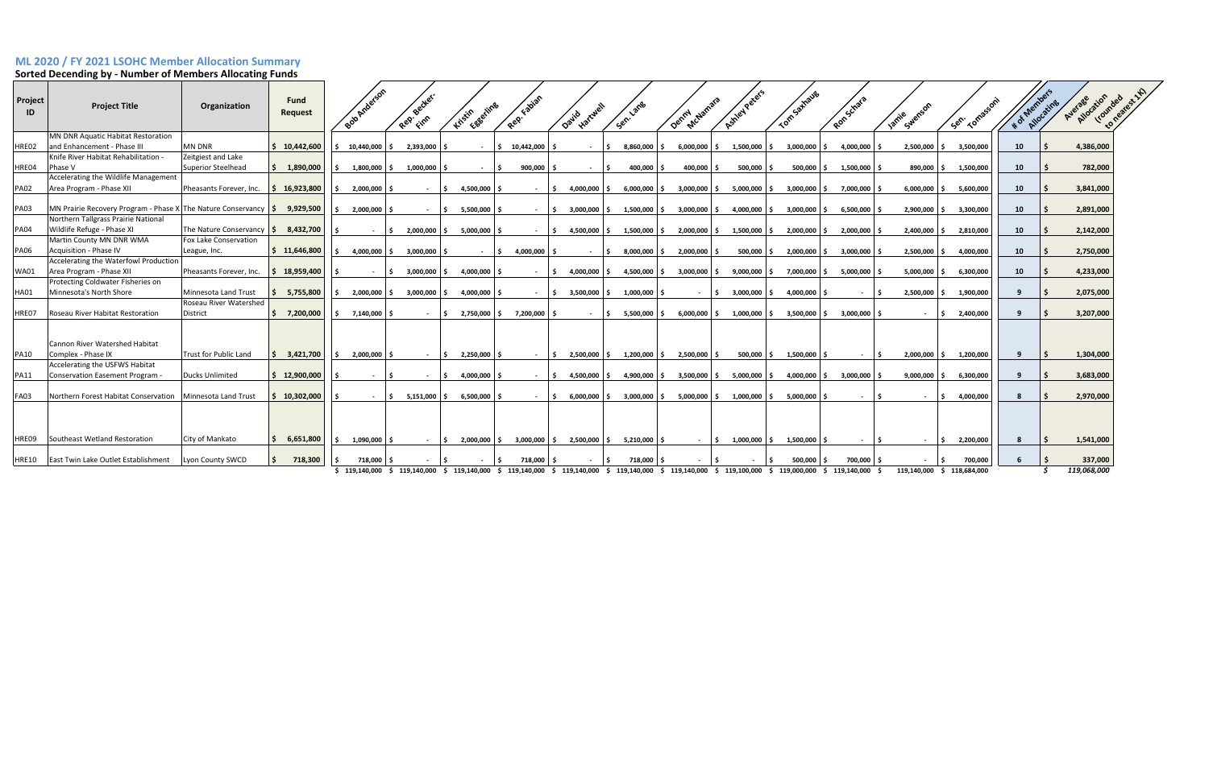## ML 2020 / FY 2021 LSOHC Member Allocation Summary

### Sorted Decending by - Number of Members Allocating Funds

| Project ID | Project Title | Organization | Fund Request | Bob Anderson | Rep. Becker-Finn | Kristin Eggerling | Rep. Fabian | David Hartwell | Sen. Lang | Denny McNamara | Ashley Peters | Tom Saxhaug | Ron Schara | Jamie Swenson | Sen. Tomassoni | # of Members Allocating | Average Allocation (rounded to nearest 1K) |
|---|---|---|---|---|---|---|---|---|---|---|---|---|---|---|---|---|---|
| HRE02 | MN DNR Aquatic Habitat Restoration and Enhancement - Phase III | MN DNR | $ 10,442,600 | $ 10,440,000 | $ 2,393,000 | $ - | $ 10,442,000 | $ - | $ 8,860,000 | $ 6,000,000 | $ 1,500,000 | $ 3,000,000 | $ 4,000,000 | $ 2,500,000 | $ 3,500,000 | 10 | $ 4,386,000 |
| HRE04 | Knife River Habitat Rehabilitation - Phase V | Zeitgiest and Lake Superior Steelhead | $ 1,890,000 | $ 1,800,000 | $ 1,000,000 | $ - | $ 900,000 | $ - | $ 400,000 | $ 400,000 | $ 500,000 | $ 500,000 | $ 1,500,000 | $ 890,000 | $ 1,500,000 | 10 | $ 782,000 |
| PA02 | Accelerating the Wildlife Management Area Program - Phase XII | Pheasants Forever, Inc. | $ 16,923,800 | $ 2,000,000 | $ - | $ 4,500,000 | $ - | $ 4,000,000 | $ 6,000,000 | $ 3,000,000 | $ 5,000,000 | $ 3,000,000 | $ 7,000,000 | $ 6,000,000 | $ 5,600,000 | 10 | $ 3,841,000 |
| PA03 | MN Prairie Recovery Program - Phase X | The Nature Conservancy | $ 9,929,500 | $ 2,000,000 | $ - | $ 5,500,000 | $ - | $ 3,000,000 | $ 1,500,000 | $ 3,000,000 | $ 4,000,000 | $ 3,000,000 | $ 6,500,000 | $ 2,900,000 | $ 3,300,000 | 10 | $ 2,891,000 |
| PA04 | Northern Tallgrass Prairie National Wildlife Refuge - Phase XI | The Nature Conservancy | $ 8,432,700 | $ - | $ 2,000,000 | $ 5,000,000 | $ - | $ 4,500,000 | $ 1,500,000 | $ 2,000,000 | $ 1,500,000 | $ 2,000,000 | $ 2,000,000 | $ 2,400,000 | $ 2,810,000 | 10 | $ 2,142,000 |
| PA06 | Martin County MN DNR WMA Acquisition - Phase IV | Fox Lake Conservation League, Inc. | $ 11,646,800 | $ 4,000,000 | $ 3,000,000 | $ - | $ 4,000,000 | $ - | $ 8,000,000 | $ 2,000,000 | $ 500,000 | $ 2,000,000 | $ 3,000,000 | $ 2,500,000 | $ 4,000,000 | 10 | $ 2,750,000 |
| WA01 | Accelerating the Waterfowl Production Area Program - Phase XII | Pheasants Forever, Inc. | $ 18,959,400 | $ - | $ 3,000,000 | $ 4,000,000 | $ - | $ 4,000,000 | $ 4,500,000 | $ 3,000,000 | $ 9,000,000 | $ 7,000,000 | $ 5,000,000 | $ 5,000,000 | $ 6,300,000 | 10 | $ 4,233,000 |
| HA01 | Protecting Coldwater Fisheries on Minnesota's North Shore | Minnesota Land Trust | $ 5,755,800 | $ 2,000,000 | $ 3,000,000 | $ 4,000,000 | $ - | $ 3,500,000 | $ 1,000,000 | $ - | $ 3,000,000 | $ 4,000,000 | $ - | $ 2,500,000 | $ 1,900,000 | 9 | $ 2,075,000 |
| HRE07 | Roseau River Habitat Restoration | Roseau River Watershed District | $ 7,200,000 | $ 7,140,000 | $ - | $ 2,750,000 | $ 7,200,000 | $ - | $ 5,500,000 | $ 6,000,000 | $ 1,000,000 | $ 3,500,000 | $ 3,000,000 | $ - | $ 2,400,000 | 9 | $ 3,207,000 |
| PA10 | Cannon River Watershed Habitat Complex - Phase IX | Trust for Public Land | $ 3,421,700 | $ 2,000,000 | $ - | $ 2,250,000 | $ - | $ 2,500,000 | $ 1,200,000 | $ 2,500,000 | $ 500,000 | $ 1,500,000 | $ - | $ 2,000,000 | $ 1,200,000 | 9 | $ 1,304,000 |
| PA11 | Accelerating the USFWS Habitat Conservation Easement Program - | Ducks Unlimited | $ 12,900,000 | $ - | $ - | $ 4,000,000 | $ - | $ 4,500,000 | $ 4,900,000 | $ 3,500,000 | $ 5,000,000 | $ 4,000,000 | $ 3,000,000 | $ 9,000,000 | $ 6,300,000 | 9 | $ 3,683,000 |
| FA03 | Northern Forest Habitat Conservation | Minnesota Land Trust | $ 10,302,000 | $ - | $ 5,151,000 | $ 6,500,000 | $ - | $ 6,000,000 | $ 3,000,000 | $ 5,000,000 | $ 1,000,000 | $ 5,000,000 | $ - | $ - | $ 4,000,000 | 8 | $ 2,970,000 |
| HRE09 | Southeast Wetland Restoration | City of Mankato | $ 6,651,800 | $ 1,090,000 | $ - | $ 2,000,000 | $ 3,000,000 | $ 2,500,000 | $ 5,210,000 | $ - | $ 1,000,000 | $ 1,500,000 | $ - | $ - | $ 2,200,000 | 8 | $ 1,541,000 |
| HRE10 | East Twin Lake Outlet Establishment | Lyon County SWCD | $ 718,300 | $ 718,000 | $ - | $ - | $ 718,000 | $ - | $ 718,000 | $ - | $ - | $ 500,000 | $ 700,000 | $ - | $ 700,000 | 6 | $ 337,000 |
| | | | | $ 119,140,000 | $ 119,140,000 | $ 119,140,000 | $ 119,140,000 | $ 119,140,000 | $ 119,140,000 | $ 119,140,000 | $ 119,100,000 | $ 119,000,000 | $ 119,140,000 | $ 119,140,000 | $ 118,684,000 | | $ 119,068,000 |